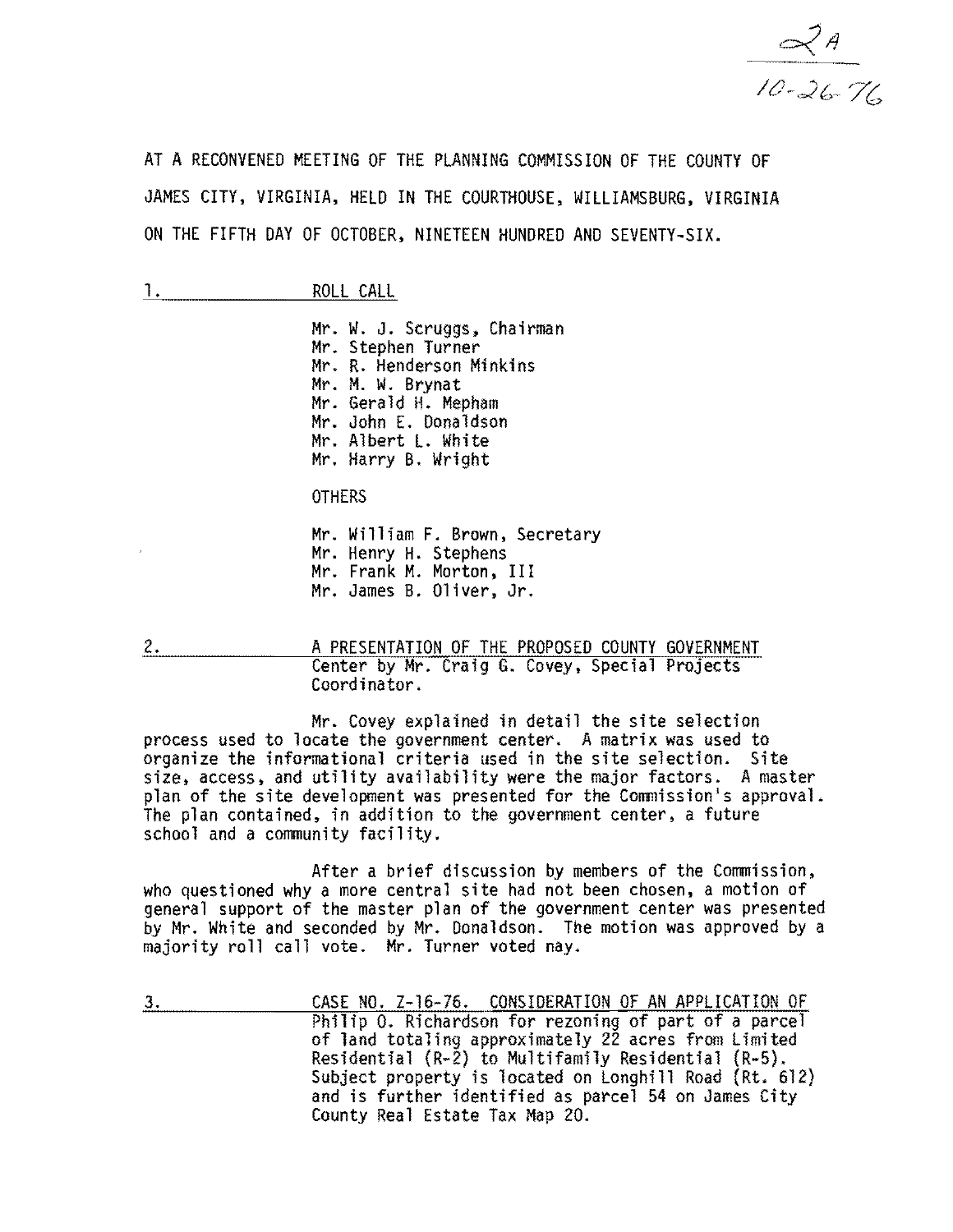2A
10-26-76

AT A RECONVENED MEETING OF THE PLANNING COMMISSION OF THE COUNTY OF JAMES CITY, VIRGINIA, HELD IN THE COURTHOUSE, WILLIAMSBURG, VIRGINIA ON THE FIFTH DAY OF OCTOBER, NINETEEN HUNDRED AND SEVENTY-SIX.

1. ROLL CALL

Mr. W. J. Scruggs, Chairman
Mr. Stephen Turner
Mr. R. Henderson Minkins
Mr. M. W. Brynat
Mr. Gerald H. Mepham
Mr. John E. Donaldson
Mr. Albert L. White
Mr. Harry B. Wright

OTHERS

Mr. William F. Brown, Secretary
Mr. Henry H. Stephens
Mr. Frank M. Morton, III
Mr. James B. Oliver, Jr.

2. A PRESENTATION OF THE PROPOSED COUNTY GOVERNMENT Center by Mr. Craig G. Covey, Special Projects Coordinator.

Mr. Covey explained in detail the site selection process used to locate the government center. A matrix was used to organize the informational criteria used in the site selection. Site size, access, and utility availability were the major factors. A master plan of the site development was presented for the Commission's approval. The plan contained, in addition to the government center, a future school and a community facility.

After a brief discussion by members of the Commission, who questioned why a more central site had not been chosen, a motion of general support of the master plan of the government center was presented by Mr. White and seconded by Mr. Donaldson. The motion was approved by a majority roll call vote. Mr. Turner voted nay.

3. CASE NO. Z-16-76. CONSIDERATION OF AN APPLICATION OF Philip O. Richardson for rezoning of part of a parcel of land totaling approximately 22 acres from Limited Residential (R-2) to Multifamily Residential (R-5). Subject property is located on Longhill Road (Rt. 612) and is further identified as parcel 54 on James City County Real Estate Tax Map 20.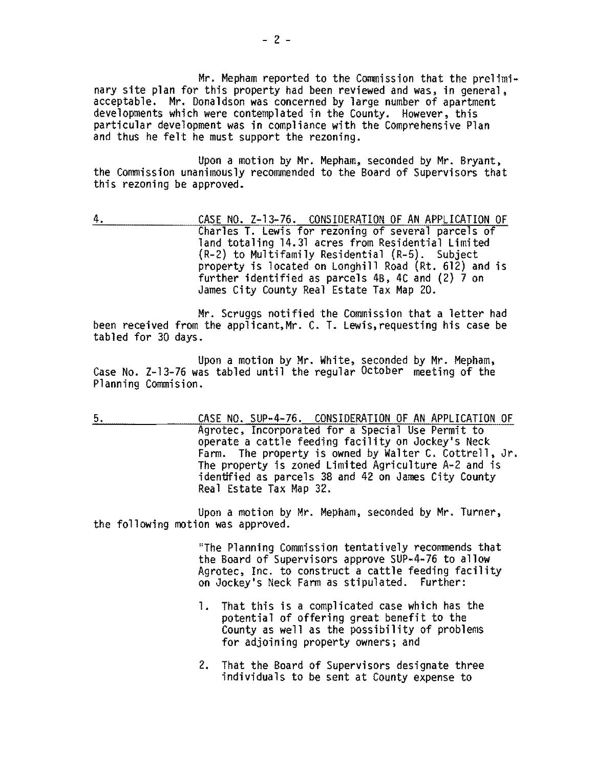Mr. Mepham reported to the Commission that the preliminary site plan for this property had been reviewed and was, in general, acceptable. Mr. Donaldson was concerned by large number of apartment developments which were contemplated in the County. However, this particular development was in compliance with the Comprehensive Plan and thus he felt he must support the rezoning.

Upon a motion by Mr. Mepham, seconded by Mr. Bryant, the Commission unanimously recommended to the Board of Supervisors that this rezoning be approved.

4. CASE NO. Z-13-76. CONSIDERATION OF AN APPLICATION OF Charles T. Lewis for rezoning of several parcels of land totaling 14.31 acres from Residential Limited (R-2) to Multifamily Residential (R-5). Subject property is located on Longhill Road (Rt. 612) and is further identified as parcels 4B, 4C and (2) 7 on James City County Real Estate Tax Map 20.

Mr. Scruggs notified the Commission that a letter had been received from the applicant,Mr. C. T. Lewis,requesting his case be tabled for 30 days.

Upon a motion by Mr. White, seconded by Mr. Mepham, Case No. Z-13-76 was tabled until the regular October meeting of the Planning Commision.

5. CASE NO. SUP-4-76. CONSIDERATION OF AN APPLICATION OF Agrotec, Incorporated for a Special Use Permit to operate a cattle feeding facility on Jockey's Neck Farm. The property is owned by Walter C. Cottrell, Jr. The property is zoned Limited Agriculture A-2 and is identified as parcels 38 and 42 on James City County Real Estate Tax Map 32.

Upon a motion by Mr. Mepham, seconded by Mr. Turner, the following motion was approved.

"The Planning Commission tentatively recommends that the Board of Supervisors approve SUP-4-76 to allow Agrotec, Inc. to construct a cattle feeding facility on Jockey's Neck Farm as stipulated. Further:

1. That this is a complicated case which has the potential of offering great benefit to the County as well as the possibility of problems for adjoining property owners; and

2. That the Board of Supervisors designate three individuals to be sent at County expense to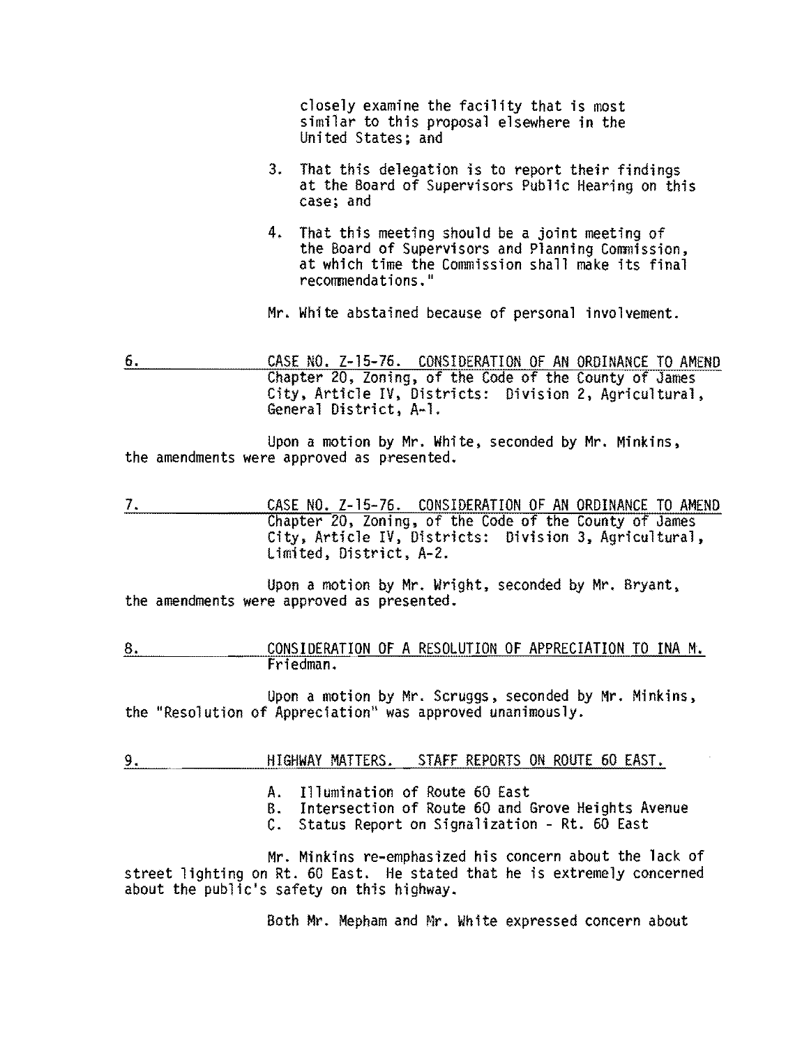closely examine the facility that is most similar to this proposal elsewhere in the United States; and

3. That this delegation is to report their findings at the Board of Supervisors Public Hearing on this case; and

4. That this meeting should be a joint meeting of the Board of Supervisors and Planning Commission, at which time the Commission shall make its final recommendations."

Mr. White abstained because of personal involvement.

6. CASE NO. Z-15-76. CONSIDERATION OF AN ORDINANCE TO AMEND Chapter 20, Zoning, of the Code of the County of James City, Article IV, Districts: Division 2, Agricultural, General District, A-1.

Upon a motion by Mr. White, seconded by Mr. Minkins, the amendments were approved as presented.

7. CASE NO. Z-15-76. CONSIDERATION OF AN ORDINANCE TO AMEND Chapter 20, Zoning, of the Code of the County of James City, Article IV, Districts: Division 3, Agricultural, Limited, District, A-2.

Upon a motion by Mr. Wright, seconded by Mr. Bryant, the amendments were approved as presented.

8. CONSIDERATION OF A RESOLUTION OF APPRECIATION TO INA M. Friedman.

Upon a motion by Mr. Scruggs, seconded by Mr. Minkins, the "Resolution of Appreciation" was approved unanimously.

9. HIGHWAY MATTERS. STAFF REPORTS ON ROUTE 60 EAST.

A. Illumination of Route 60 East
B. Intersection of Route 60 and Grove Heights Avenue
C. Status Report on Signalization - Rt. 60 East

Mr. Minkins re-emphasized his concern about the lack of street lighting on Rt. 60 East. He stated that he is extremely concerned about the public's safety on this highway.

Both Mr. Mepham and Mr. White expressed concern about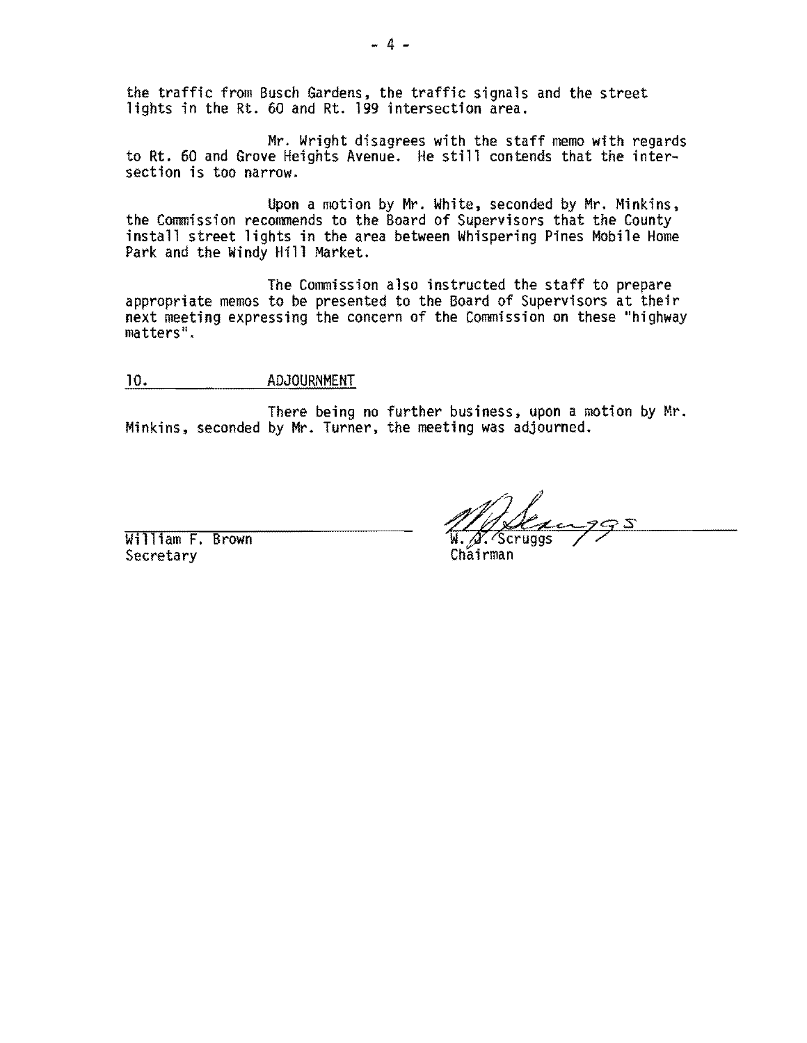the traffic from Busch Gardens, the traffic signals and the street lights in the Rt. 60 and Rt. 199 intersection area.

Mr. Wright disagrees with the staff memo with regards to Rt. 60 and Grove Heights Avenue. He still contends that the intersection is too narrow.

Upon a motion by Mr. White, seconded by Mr. Minkins, the Commission recommends to the Board of Supervisors that the County install street lights in the area between Whispering Pines Mobile Home Park and the Windy Hill Market.

The Commission also instructed the staff to prepare appropriate memos to be presented to the Board of Supervisors at their next meeting expressing the concern of the Commission on these "highway matters".

## 10. ADJOURNMENT

There being no further business, upon a motion by Mr. Minkins, seconded by Mr. Turner, the meeting was adjourned.

William F. Brown
Secretary

W. J. Scruggs
Chairman